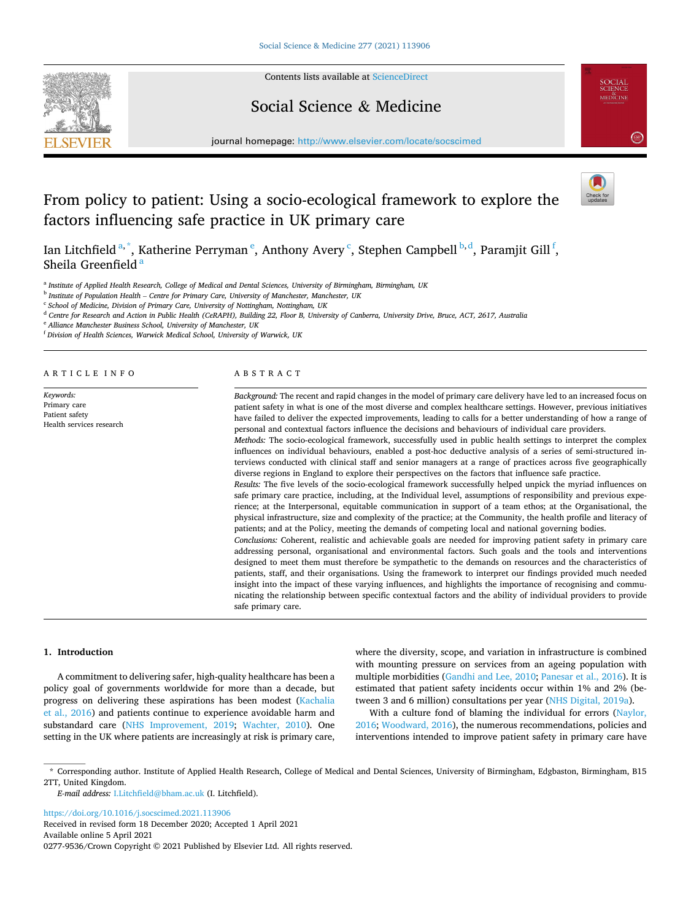Contents lists available at ScienceDirect

# Social Science & Medicine

journal homepage: http://www.elsevier.com/locate/socscimed

# From policy to patient: Using a socio-ecological framework to explore the factors influencing safe practice in UK primary care

Ian Litchfield [a,*], Katherine Perryman [e], Anthony Avery [c], Stephen Campbell [b,d], Paramjit Gill [f], Sheila Greenfield [a]

[a] Institute of Applied Health Research, College of Medical and Dental Sciences, University of Birmingham, Birmingham, UK
[b] Institute of Population Health – Centre for Primary Care, University of Manchester, Manchester, UK
[c] School of Medicine, Division of Primary Care, University of Nottingham, Nottingham, UK
[d] Centre for Research and Action in Public Health (CeRAPH), Building 22, Floor B, University of Canberra, University Drive, Bruce, ACT, 2617, Australia
[e] Alliance Manchester Business School, University of Manchester, UK
[f] Division of Health Sciences, Warwick Medical School, University of Warwick, UK

## ARTICLE INFO

*Keywords:*
Primary care
Patient safety
Health services research

## ABSTRACT

*Background:* The recent and rapid changes in the model of primary care delivery have led to an increased focus on patient safety in what is one of the most diverse and complex healthcare settings. However, previous initiatives have failed to deliver the expected improvements, leading to calls for a better understanding of how a range of personal and contextual factors influence the decisions and behaviours of individual care providers.

*Methods:* The socio-ecological framework, successfully used in public health settings to interpret the complex influences on individual behaviours, enabled a post-hoc deductive analysis of a series of semi-structured interviews conducted with clinical staff and senior managers at a range of practices across five geographically diverse regions in England to explore their perspectives on the factors that influence safe practice.

*Results:* The five levels of the socio-ecological framework successfully helped unpick the myriad influences on safe primary care practice, including, at the Individual level, assumptions of responsibility and previous experience; at the Interpersonal, equitable communication in support of a team ethos; at the Organisational, the physical infrastructure, size and complexity of the practice; at the Community, the health profile and literacy of patients; and at the Policy, meeting the demands of competing local and national governing bodies.

*Conclusions:* Coherent, realistic and achievable goals are needed for improving patient safety in primary care addressing personal, organisational and environmental factors. Such goals and the tools and interventions designed to meet them must therefore be sympathetic to the demands on resources and the characteristics of patients, staff, and their organisations. Using the framework to interpret our findings provided much needed insight into the impact of these varying influences, and highlights the importance of recognising and communicating the relationship between specific contextual factors and the ability of individual providers to provide safe primary care.

## 1. Introduction

A commitment to delivering safer, high-quality healthcare has been a policy goal of governments worldwide for more than a decade, but progress on delivering these aspirations has been modest (Kachalia et al., 2016) and patients continue to experience avoidable harm and substandard care (NHS Improvement, 2019; Wachter, 2010). One setting in the UK where patients are increasingly at risk is primary care, where the diversity, scope, and variation in infrastructure is combined with mounting pressure on services from an ageing population with multiple morbidities (Gandhi and Lee, 2010; Panesar et al., 2016). It is estimated that patient safety incidents occur within 1% and 2% (between 3 and 6 million) consultations per year (NHS Digital, 2019a).

With a culture fond of blaming the individual for errors (Naylor, 2016; Woodward, 2016), the numerous recommendations, policies and interventions intended to improve patient safety in primary care have

\* Corresponding author. Institute of Applied Health Research, College of Medical and Dental Sciences, University of Birmingham, Edgbaston, Birmingham, B15 2TT, United Kingdom.
*E-mail address:* I.Litchfield@bham.ac.uk (I. Litchfield).

https://doi.org/10.1016/j.socscimed.2021.113906
Received in revised form 18 December 2020; Accepted 1 April 2021
Available online 5 April 2021
0277-9536/Crown Copyright © 2021 Published by Elsevier Ltd. All rights reserved.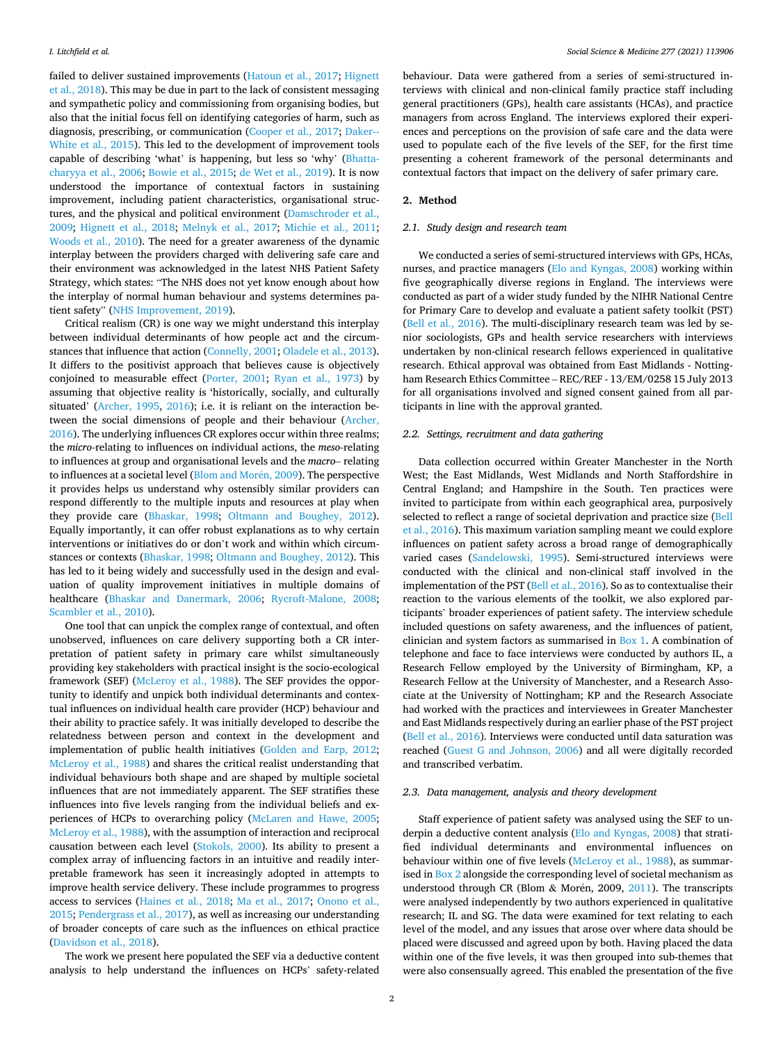failed to deliver sustained improvements (Hatoun et al., 2017; Hignett et al., 2018). This may be due in part to the lack of consistent messaging and sympathetic policy and commissioning from organising bodies, but also that the initial focus fell on identifying categories of harm, such as diagnosis, prescribing, or communication (Cooper et al., 2017; Daker-White et al., 2015). This led to the development of improvement tools capable of describing 'what' is happening, but less so 'why' (Bhattacharyya et al., 2006; Bowie et al., 2015; de Wet et al., 2019). It is now understood the importance of contextual factors in sustaining improvement, including patient characteristics, organisational structures, and the physical and political environment (Damschroder et al., 2009; Hignett et al., 2018; Melnyk et al., 2017; Michie et al., 2011; Woods et al., 2010). The need for a greater awareness of the dynamic interplay between the providers charged with delivering safe care and their environment was acknowledged in the latest NHS Patient Safety Strategy, which states: "The NHS does not yet know enough about how the interplay of normal human behaviour and systems determines patient safety" (NHS Improvement, 2019).

Critical realism (CR) is one way we might understand this interplay between individual determinants of how people act and the circumstances that influence that action (Connelly, 2001; Oladele et al., 2013). It differs to the positivist approach that believes cause is objectively conjoined to measurable effect (Porter, 2001; Ryan et al., 1973) by assuming that objective reality is 'historically, socially, and culturally situated' (Archer, 1995, 2016); i.e. it is reliant on the interaction between the social dimensions of people and their behaviour (Archer, 2016). The underlying influences CR explores occur within three realms; the *micro*-relating to influences on individual actions, the *meso*-relating to influences at group and organisational levels and the *macro*– relating to influences at a societal level (Blom and Morén, 2009). The perspective it provides helps us understand why ostensibly similar providers can respond differently to the multiple inputs and resources at play when they provide care (Bhaskar, 1998; Oltmann and Boughey, 2012). Equally importantly, it can offer robust explanations as to why certain interventions or initiatives do or don't work and within which circumstances or contexts (Bhaskar, 1998; Oltmann and Boughey, 2012). This has led to it being widely and successfully used in the design and evaluation of quality improvement initiatives in multiple domains of healthcare (Bhaskar and Danermark, 2006; Rycroft-Malone, 2008; Scambler et al., 2010).

One tool that can unpick the complex range of contextual, and often unobserved, influences on care delivery supporting both a CR interpretation of patient safety in primary care whilst simultaneously providing key stakeholders with practical insight is the socio-ecological framework (SEF) (McLeroy et al., 1988). The SEF provides the opportunity to identify and unpick both individual determinants and contextual influences on individual health care provider (HCP) behaviour and their ability to practice safely. It was initially developed to describe the relatedness between person and context in the development and implementation of public health initiatives (Golden and Earp, 2012; McLeroy et al., 1988) and shares the critical realist understanding that individual behaviours both shape and are shaped by multiple societal influences that are not immediately apparent. The SEF stratifies these influences into five levels ranging from the individual beliefs and experiences of HCPs to overarching policy (McLaren and Hawe, 2005; McLeroy et al., 1988), with the assumption of interaction and reciprocal causation between each level (Stokols, 2000). Its ability to present a complex array of influencing factors in an intuitive and readily interpretable framework has seen it increasingly adopted in attempts to improve health service delivery. These include programmes to progress access to services (Haines et al., 2018; Ma et al., 2017; Onono et al., 2015; Pendergrass et al., 2017), as well as increasing our understanding of broader concepts of care such as the influences on ethical practice (Davidson et al., 2018).

The work we present here populated the SEF via a deductive content analysis to help understand the influences on HCPs' safety-related behaviour. Data were gathered from a series of semi-structured interviews with clinical and non-clinical family practice staff including general practitioners (GPs), health care assistants (HCAs), and practice managers from across England. The interviews explored their experiences and perceptions on the provision of safe care and the data were used to populate each of the five levels of the SEF, for the first time presenting a coherent framework of the personal determinants and contextual factors that impact on the delivery of safer primary care.

## 2. Method

### 2.1. Study design and research team

We conducted a series of semi-structured interviews with GPs, HCAs, nurses, and practice managers (Elo and Kyngas, 2008) working within five geographically diverse regions in England. The interviews were conducted as part of a wider study funded by the NIHR National Centre for Primary Care to develop and evaluate a patient safety toolkit (PST) (Bell et al., 2016). The multi-disciplinary research team was led by senior sociologists, GPs and health service researchers with interviews undertaken by non-clinical research fellows experienced in qualitative research. Ethical approval was obtained from East Midlands - Nottingham Research Ethics Committee – REC/REF - 13/EM/0258 15 July 2013 for all organisations involved and signed consent gained from all participants in line with the approval granted.

### 2.2. Settings, recruitment and data gathering

Data collection occurred within Greater Manchester in the North West; the East Midlands, West Midlands and North Staffordshire in Central England; and Hampshire in the South. Ten practices were invited to participate from within each geographical area, purposively selected to reflect a range of societal deprivation and practice size (Bell et al., 2016). This maximum variation sampling meant we could explore influences on patient safety across a broad range of demographically varied cases (Sandelowski, 1995). Semi-structured interviews were conducted with the clinical and non-clinical staff involved in the implementation of the PST (Bell et al., 2016). So as to contextualise their reaction to the various elements of the toolkit, we also explored participants' broader experiences of patient safety. The interview schedule included questions on safety awareness, and the influences of patient, clinician and system factors as summarised in Box 1. A combination of telephone and face to face interviews were conducted by authors IL, a Research Fellow employed by the University of Birmingham, KP, a Research Fellow at the University of Manchester, and a Research Associate at the University of Nottingham; KP and the Research Associate had worked with the practices and interviewees in Greater Manchester and East Midlands respectively during an earlier phase of the PST project (Bell et al., 2016). Interviews were conducted until data saturation was reached (Guest G and Johnson, 2006) and all were digitally recorded and transcribed verbatim.

### 2.3. Data management, analysis and theory development

Staff experience of patient safety was analysed using the SEF to underpin a deductive content analysis (Elo and Kyngas, 2008) that stratified individual determinants and environmental influences on behaviour within one of five levels (McLeroy et al., 1988), as summarised in Box 2 alongside the corresponding level of societal mechanism as understood through CR (Blom & Morén, 2009, 2011). The transcripts were analysed independently by two authors experienced in qualitative research; IL and SG. The data were examined for text relating to each level of the model, and any issues that arose over where data should be placed were discussed and agreed upon by both. Having placed the data within one of the five levels, it was then grouped into sub-themes that were also consensually agreed. This enabled the presentation of the five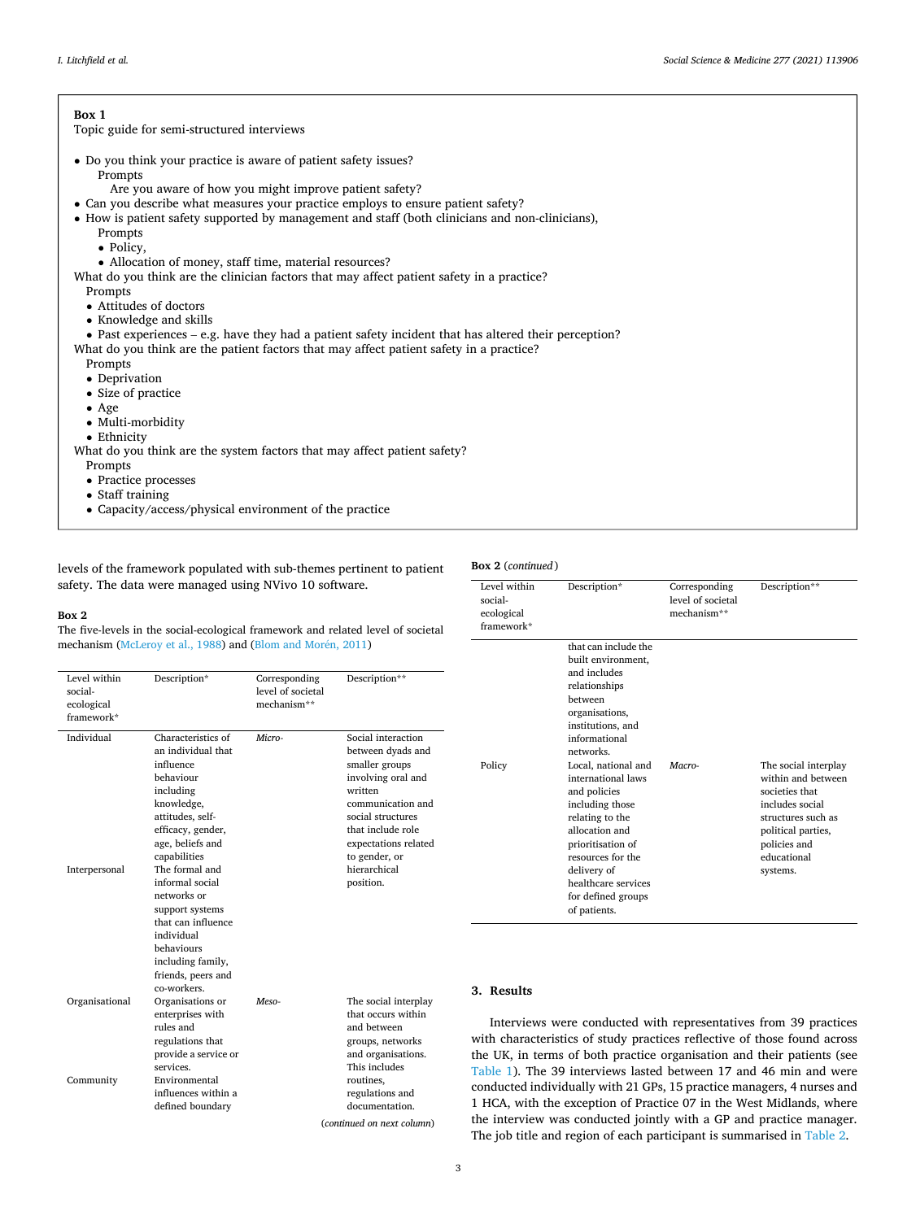**Box 1**
Topic guide for semi-structured interviews

- Do you think your practice is aware of patient safety issues?
  - Prompts
    - Are you aware of how you might improve patient safety?
- Can you describe what measures your practice employs to ensure patient safety?
- How is patient safety supported by management and staff (both clinicians and non-clinicians),
  - Prompts
    - Policy,
    - Allocation of money, staff time, material resources?

What do you think are the clinician factors that may affect patient safety in a practice?

Prompts
- Attitudes of doctors
- Knowledge and skills
- Past experiences – e.g. have they had a patient safety incident that has altered their perception?

What do you think are the patient factors that may affect patient safety in a practice?

Prompts
- Deprivation
- Size of practice
- Age
- Multi-morbidity
- Ethnicity

What do you think are the system factors that may affect patient safety?

Prompts
- Practice processes
- Staff training
- Capacity/access/physical environment of the practice

levels of the framework populated with sub-themes pertinent to patient safety. The data were managed using NVivo 10 software.

**Box 2**
The five-levels in the social-ecological framework and related level of societal mechanism (McLeroy et al., 1988) and (Blom and Morén, 2011)

| Level within social-ecological framework* | Description* | Corresponding level of societal mechanism** | Description** |
|---|---|---|---|
| Individual | Characteristics of an individual that influence behaviour including knowledge, attitudes, self-efficacy, gender, age, beliefs and capabilities | *Micro-* | Social interaction between dyads and smaller groups involving oral and written communication and social structures that include role expectations related to gender, or hierarchical position. |
| Interpersonal | The formal and informal social networks or support systems that can influence individual behaviours including family, friends, peers and co-workers. | | |
| Organisational | Organisations or enterprises with rules and regulations that provide a service or services. | *Meso-* | The social interplay that occurs within and between groups, networks and organisations. This includes routines, regulations and documentation. |
| Community | Environmental influences within a defined boundary that can include the built environment, and includes relationships between organisations, institutions, and informational networks. | | |
| Policy | Local, national and international laws and policies including those relating to the allocation and prioritisation of resources for the delivery of healthcare services for defined groups of patients. | *Macro-* | The social interplay within and between societies that includes social structures such as political parties, policies and educational systems. |

## 3. Results

Interviews were conducted with representatives from 39 practices with characteristics of study practices reflective of those found across the UK, in terms of both practice organisation and their patients (see Table 1). The 39 interviews lasted between 17 and 46 min and were conducted individually with 21 GPs, 15 practice managers, 4 nurses and 1 HCA, with the exception of Practice 07 in the West Midlands, where the interview was conducted jointly with a GP and practice manager. The job title and region of each participant is summarised in Table 2.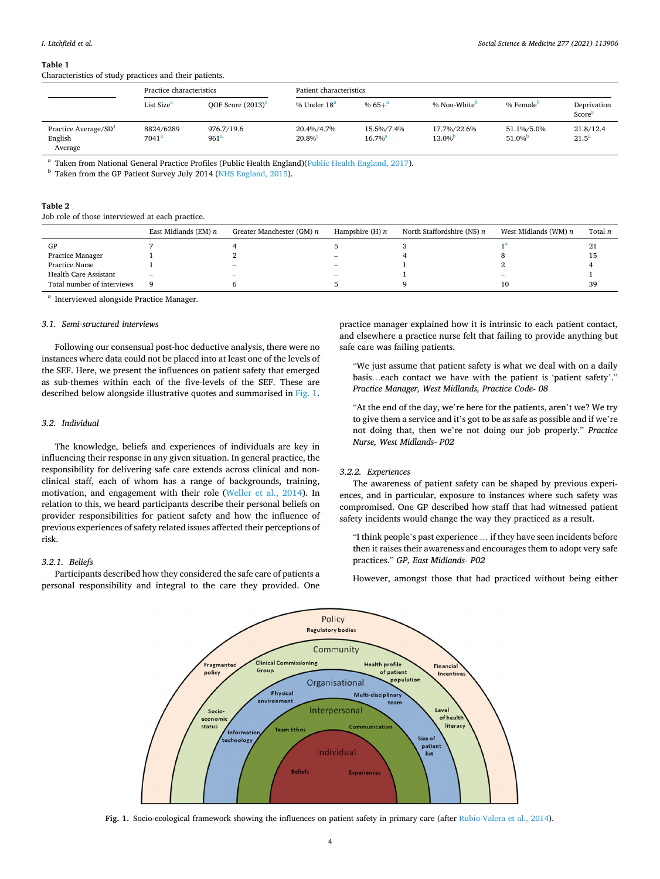**Table 1**
Characteristics of study practices and their patients.

| | Practice characteristics | | Patient characteristics | | | | |
|---|---|---|---|---|---|---|---|
| | List Size[a] | QOF Score (2013)[a] | % Under 18[a] | % 65+[a] | % Non-White[b] | % Female[b] | Deprivation Score[a] |
| Practice Average/SD[1] | 8824/6289 | 976.7/19.6 | 20.4%/4.7% | 15.5%/7.4% | 17.7%/22.6% | 51.1%/5.0% | 21.8/12.4 |
| English Average | 7041[a] | 961[a] | 20.8%[a] | 16.7%[a] | 13.0%[b] | 51.0%[b] | 21.5[a] |

[a] Taken from National General Practice Profiles (Public Health England)(Public Health England, 2017).
[b] Taken from the GP Patient Survey July 2014 (NHS England, 2015).

**Table 2**
Job role of those interviewed at each practice.

| | East Midlands (EM) *n* | Greater Manchester (GM) *n* | Hampshire (H) *n* | North Staffordshire (NS) *n* | West Midlands (WM) *n* | Total *n* |
|---|---|---|---|---|---|---|
| GP | 7 | 4 | 5 | 3 | 1[a] | 21 |
| Practice Manager | 1 | 2 | – | 4 | 8 | 15 |
| Practice Nurse | 1 | – | – | 1 | 2 | 4 |
| Health Care Assistant | – | – | – | 1 | – | 1 |
| Total number of interviews | 9 | 6 | 5 | 9 | 10 | 39 |

[a] Interviewed alongside Practice Manager.

### 3.1. Semi-structured interviews

Following our consensual post-hoc deductive analysis, there were no instances where data could not be placed into at least one of the levels of the SEF. Here, we present the influences on patient safety that emerged as sub-themes within each of the five-levels of the SEF. These are described below alongside illustrative quotes and summarised in Fig. 1.

### 3.2. Individual

The knowledge, beliefs and experiences of individuals are key in influencing their response in any given situation. In general practice, the responsibility for delivering safe care extends across clinical and non-clinical staff, each of whom has a range of backgrounds, training, motivation, and engagement with their role (Weller et al., 2014). In relation to this, we heard participants describe their personal beliefs on provider responsibilities for patient safety and how the influence of previous experiences of safety related issues affected their perceptions of risk.

#### 3.2.1. Beliefs

Participants described how they considered the safe care of patients a personal responsibility and integral to the care they provided. One practice manager explained how it is intrinsic to each patient contact, and elsewhere a practice nurse felt that failing to provide anything but safe care was failing patients.

> "We just assume that patient safety is what we deal with on a daily basis…each contact we have with the patient is 'patient safety'." *Practice Manager, West Midlands, Practice Code- 08*

> "At the end of the day, we're here for the patients, aren't we? We try to give them a service and it's got to be as safe as possible and if we're not doing that, then we're not doing our job properly." *Practice Nurse, West Midlands- P02*

#### 3.2.2. Experiences

The awareness of patient safety can be shaped by previous experiences, and in particular, exposure to instances where such safety was compromised. One GP described how staff that had witnessed patient safety incidents would change the way they practiced as a result.

> "I think people's past experience … if they have seen incidents before then it raises their awareness and encourages them to adopt very safe practices." *GP, East Midlands- P02*

However, amongst those that had practiced without being either

Fig. 1. Socio-ecological framework showing the influences on patient safety in primary care (after Rubio-Valera et al., 2014).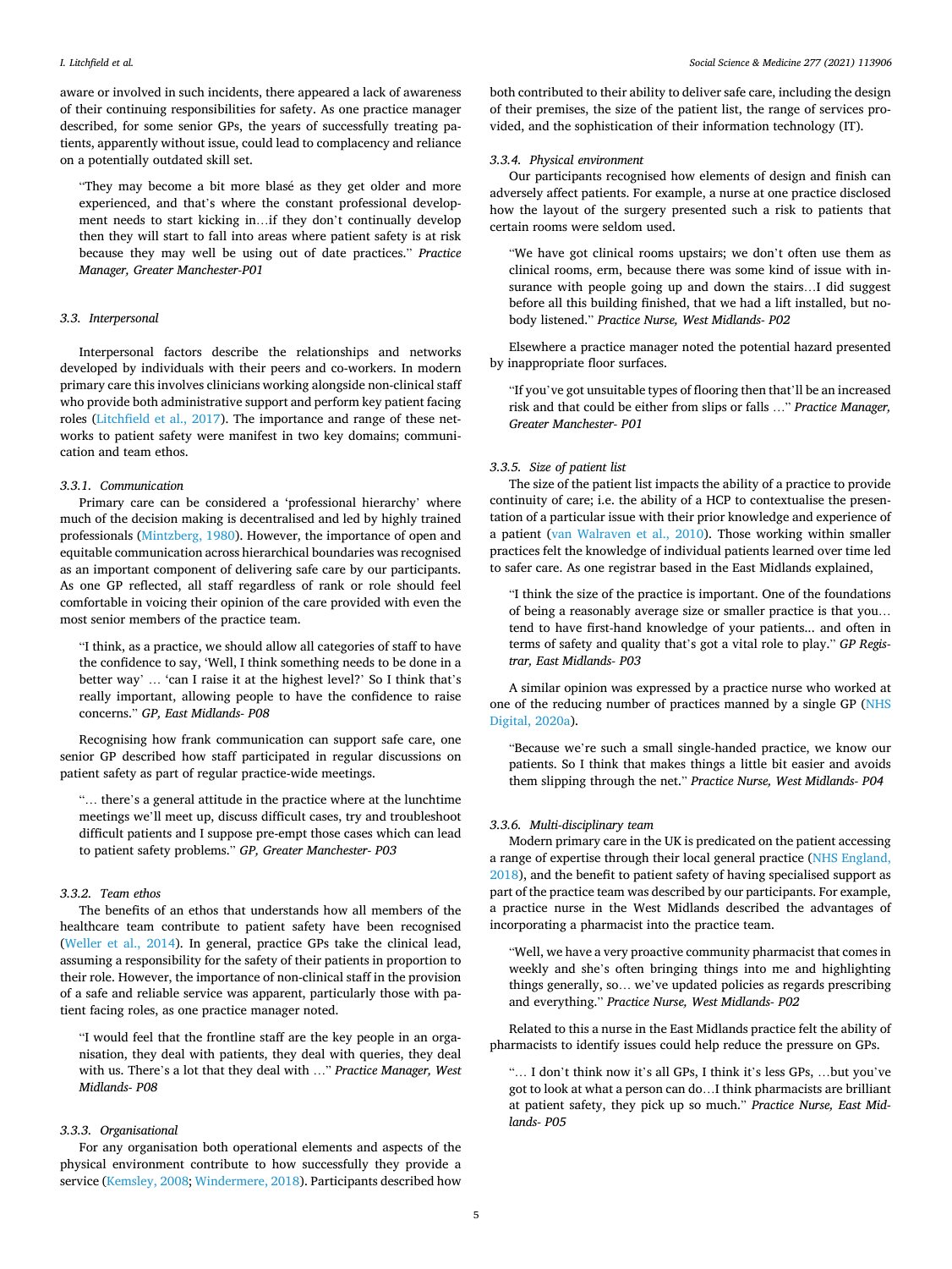aware or involved in such incidents, there appeared a lack of awareness of their continuing responsibilities for safety. As one practice manager described, for some senior GPs, the years of successfully treating patients, apparently without issue, could lead to complacency and reliance on a potentially outdated skill set.

> "They may become a bit more blasé as they get older and more experienced, and that's where the constant professional development needs to start kicking in…if they don't continually develop then they will start to fall into areas where patient safety is at risk because they may well be using out of date practices." *Practice Manager, Greater Manchester-P01*

### 3.3. Interpersonal

Interpersonal factors describe the relationships and networks developed by individuals with their peers and co-workers. In modern primary care this involves clinicians working alongside non-clinical staff who provide both administrative support and perform key patient facing roles (Litchfield et al., 2017). The importance and range of these networks to patient safety were manifest in two key domains; communication and team ethos.

#### 3.3.1. Communication

Primary care can be considered a 'professional hierarchy' where much of the decision making is decentralised and led by highly trained professionals (Mintzberg, 1980). However, the importance of open and equitable communication across hierarchical boundaries was recognised as an important component of delivering safe care by our participants. As one GP reflected, all staff regardless of rank or role should feel comfortable in voicing their opinion of the care provided with even the most senior members of the practice team.

> "I think, as a practice, we should allow all categories of staff to have the confidence to say, 'Well, I think something needs to be done in a better way' … 'can I raise it at the highest level?' So I think that's really important, allowing people to have the confidence to raise concerns." *GP, East Midlands- P08*

Recognising how frank communication can support safe care, one senior GP described how staff participated in regular discussions on patient safety as part of regular practice-wide meetings.

> "… there's a general attitude in the practice where at the lunchtime meetings we'll meet up, discuss difficult cases, try and troubleshoot difficult patients and I suppose pre-empt those cases which can lead to patient safety problems." *GP, Greater Manchester- P03*

#### 3.3.2. Team ethos

The benefits of an ethos that understands how all members of the healthcare team contribute to patient safety have been recognised (Weller et al., 2014). In general, practice GPs take the clinical lead, assuming a responsibility for the safety of their patients in proportion to their role. However, the importance of non-clinical staff in the provision of a safe and reliable service was apparent, particularly those with patient facing roles, as one practice manager noted.

> "I would feel that the frontline staff are the key people in an organisation, they deal with patients, they deal with queries, they deal with us. There's a lot that they deal with …" *Practice Manager, West Midlands- P08*

#### 3.3.3. Organisational

For any organisation both operational elements and aspects of the physical environment contribute to how successfully they provide a service (Kemsley, 2008; Windermere, 2018). Participants described how both contributed to their ability to deliver safe care, including the design of their premises, the size of the patient list, the range of services provided, and the sophistication of their information technology (IT).

#### 3.3.4. Physical environment

Our participants recognised how elements of design and finish can adversely affect patients. For example, a nurse at one practice disclosed how the layout of the surgery presented such a risk to patients that certain rooms were seldom used.

> "We have got clinical rooms upstairs; we don't often use them as clinical rooms, erm, because there was some kind of issue with insurance with people going up and down the stairs…I did suggest before all this building finished, that we had a lift installed, but nobody listened." *Practice Nurse, West Midlands- P02*

Elsewhere a practice manager noted the potential hazard presented by inappropriate floor surfaces.

> "If you've got unsuitable types of flooring then that'll be an increased risk and that could be either from slips or falls …" *Practice Manager, Greater Manchester- P01*

#### 3.3.5. Size of patient list

The size of the patient list impacts the ability of a practice to provide continuity of care; i.e. the ability of a HCP to contextualise the presentation of a particular issue with their prior knowledge and experience of a patient (van Walraven et al., 2010). Those working within smaller practices felt the knowledge of individual patients learned over time led to safer care. As one registrar based in the East Midlands explained,

> "I think the size of the practice is important. One of the foundations of being a reasonably average size or smaller practice is that you… tend to have first-hand knowledge of your patients... and often in terms of safety and quality that's got a vital role to play." *GP Registrar, East Midlands- P03*

A similar opinion was expressed by a practice nurse who worked at one of the reducing number of practices manned by a single GP (NHS Digital, 2020a).

> "Because we're such a small single-handed practice, we know our patients. So I think that makes things a little bit easier and avoids them slipping through the net." *Practice Nurse, West Midlands- P04*

#### 3.3.6. Multi-disciplinary team

Modern primary care in the UK is predicated on the patient accessing a range of expertise through their local general practice (NHS England, 2018), and the benefit to patient safety of having specialised support as part of the practice team was described by our participants. For example, a practice nurse in the West Midlands described the advantages of incorporating a pharmacist into the practice team.

> "Well, we have a very proactive community pharmacist that comes in weekly and she's often bringing things into me and highlighting things generally, so… we've updated policies as regards prescribing and everything." *Practice Nurse, West Midlands- P02*

Related to this a nurse in the East Midlands practice felt the ability of pharmacists to identify issues could help reduce the pressure on GPs.

> "… I don't think now it's all GPs, I think it's less GPs, …but you've got to look at what a person can do…I think pharmacists are brilliant at patient safety, they pick up so much." *Practice Nurse, East Midlands- P05*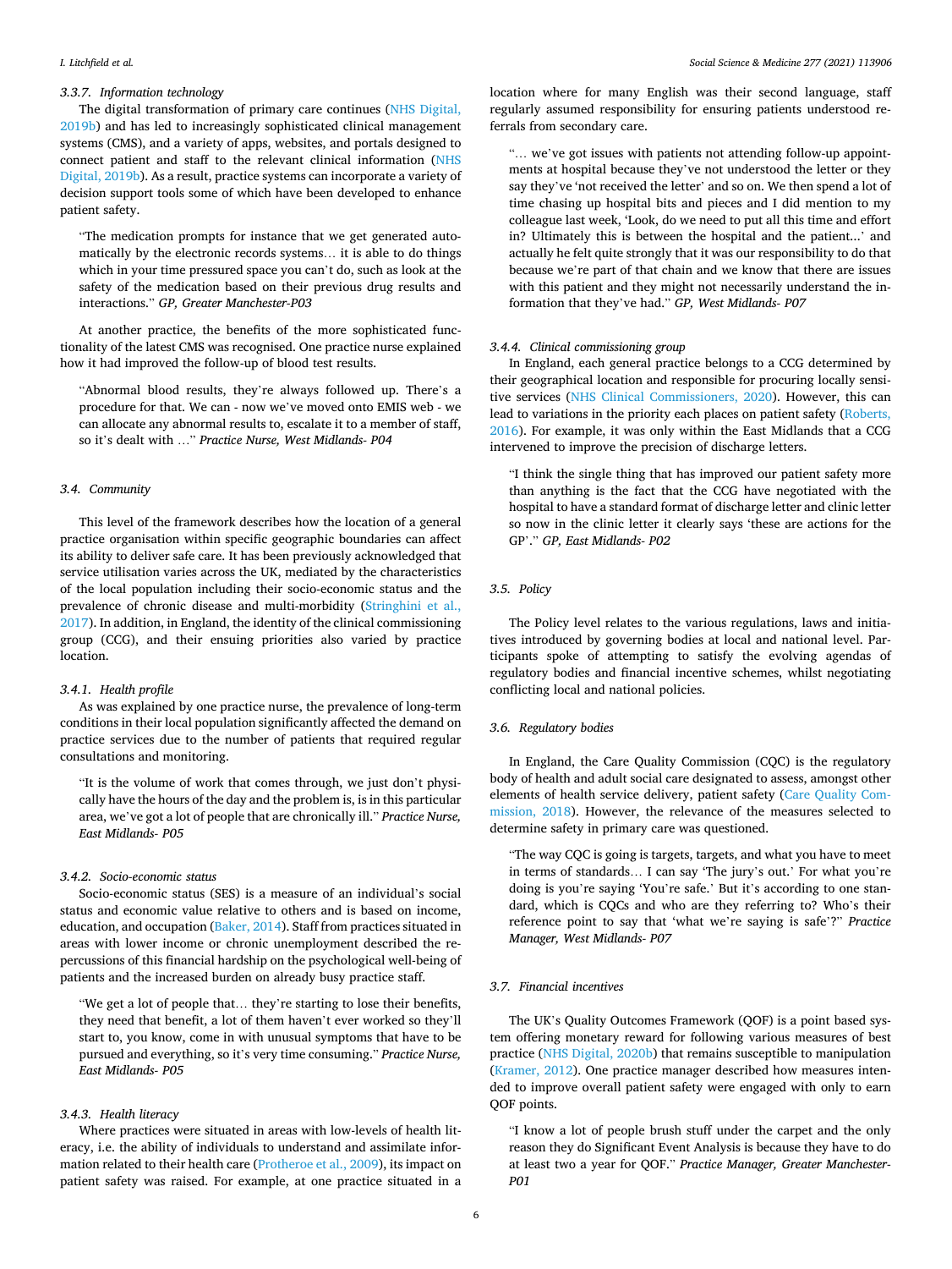### 3.3.7. Information technology

The digital transformation of primary care continues (NHS Digital, 2019b) and has led to increasingly sophisticated clinical management systems (CMS), and a variety of apps, websites, and portals designed to connect patient and staff to the relevant clinical information (NHS Digital, 2019b). As a result, practice systems can incorporate a variety of decision support tools some of which have been developed to enhance patient safety.

> "The medication prompts for instance that we get generated automatically by the electronic records systems… it is able to do things which in your time pressured space you can't do, such as look at the safety of the medication based on their previous drug results and interactions." *GP, Greater Manchester-P03*

At another practice, the benefits of the more sophisticated functionality of the latest CMS was recognised. One practice nurse explained how it had improved the follow-up of blood test results.

> "Abnormal blood results, they're always followed up. There's a procedure for that. We can - now we've moved onto EMIS web - we can allocate any abnormal results to, escalate it to a member of staff, so it's dealt with …" *Practice Nurse, West Midlands- P04*

## 3.4. Community

This level of the framework describes how the location of a general practice organisation within specific geographic boundaries can affect its ability to deliver safe care. It has been previously acknowledged that service utilisation varies across the UK, mediated by the characteristics of the local population including their socio-economic status and the prevalence of chronic disease and multi-morbidity (Stringhini et al., 2017). In addition, in England, the identity of the clinical commissioning group (CCG), and their ensuing priorities also varied by practice location.

### 3.4.1. Health profile

As was explained by one practice nurse, the prevalence of long-term conditions in their local population significantly affected the demand on practice services due to the number of patients that required regular consultations and monitoring.

> "It is the volume of work that comes through, we just don't physically have the hours of the day and the problem is, is in this particular area, we've got a lot of people that are chronically ill." *Practice Nurse, East Midlands- P05*

### 3.4.2. Socio-economic status

Socio-economic status (SES) is a measure of an individual's social status and economic value relative to others and is based on income, education, and occupation (Baker, 2014). Staff from practices situated in areas with lower income or chronic unemployment described the repercussions of this financial hardship on the psychological well-being of patients and the increased burden on already busy practice staff.

> "We get a lot of people that… they're starting to lose their benefits, they need that benefit, a lot of them haven't ever worked so they'll start to, you know, come in with unusual symptoms that have to be pursued and everything, so it's very time consuming." *Practice Nurse, East Midlands- P05*

### 3.4.3. Health literacy

Where practices were situated in areas with low-levels of health literacy, i.e. the ability of individuals to understand and assimilate information related to their health care (Protheroe et al., 2009), its impact on patient safety was raised. For example, at one practice situated in a location where for many English was their second language, staff regularly assumed responsibility for ensuring patients understood referrals from secondary care.

> "… we've got issues with patients not attending follow-up appointments at hospital because they've not understood the letter or they say they've 'not received the letter' and so on. We then spend a lot of time chasing up hospital bits and pieces and I did mention to my colleague last week, 'Look, do we need to put all this time and effort in? Ultimately this is between the hospital and the patient...' and actually he felt quite strongly that it was our responsibility to do that because we're part of that chain and we know that there are issues with this patient and they might not necessarily understand the information that they've had." *GP, West Midlands- P07*

### 3.4.4. Clinical commissioning group

In England, each general practice belongs to a CCG determined by their geographical location and responsible for procuring locally sensitive services (NHS Clinical Commissioners, 2020). However, this can lead to variations in the priority each places on patient safety (Roberts, 2016). For example, it was only within the East Midlands that a CCG intervened to improve the precision of discharge letters.

> "I think the single thing that has improved our patient safety more than anything is the fact that the CCG have negotiated with the hospital to have a standard format of discharge letter and clinic letter so now in the clinic letter it clearly says 'these are actions for the GP'." *GP, East Midlands- P02*

## 3.5. Policy

The Policy level relates to the various regulations, laws and initiatives introduced by governing bodies at local and national level. Participants spoke of attempting to satisfy the evolving agendas of regulatory bodies and financial incentive schemes, whilst negotiating conflicting local and national policies.

## 3.6. Regulatory bodies

In England, the Care Quality Commission (CQC) is the regulatory body of health and adult social care designated to assess, amongst other elements of health service delivery, patient safety (Care Quality Commission, 2018). However, the relevance of the measures selected to determine safety in primary care was questioned.

> "The way CQC is going is targets, targets, and what you have to meet in terms of standards… I can say 'The jury's out.' For what you're doing is you're saying 'You're safe.' But it's according to one standard, which is CQCs and who are they referring to? Who's their reference point to say that 'what we're saying is safe'?" *Practice Manager, West Midlands- P07*

## 3.7. Financial incentives

The UK's Quality Outcomes Framework (QOF) is a point based system offering monetary reward for following various measures of best practice (NHS Digital, 2020b) that remains susceptible to manipulation (Kramer, 2012). One practice manager described how measures intended to improve overall patient safety were engaged with only to earn QOF points.

> "I know a lot of people brush stuff under the carpet and the only reason they do Significant Event Analysis is because they have to do at least two a year for QOF." *Practice Manager, Greater Manchester-P01*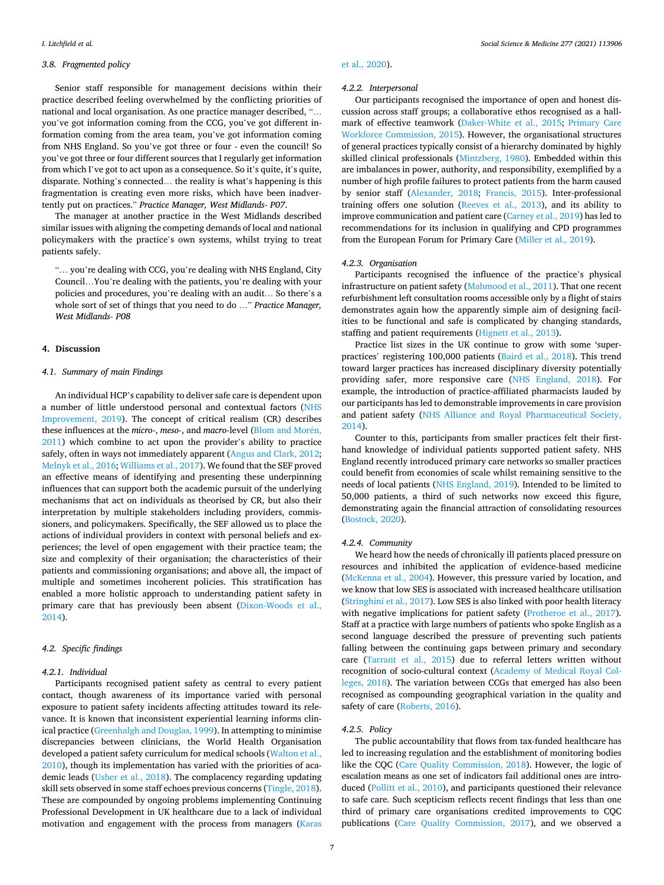### 3.8. Fragmented policy

Senior staff responsible for management decisions within their practice described feeling overwhelmed by the conflicting priorities of national and local organisation. As one practice manager described, "… you've got information coming from the CCG, you've got different information coming from the area team, you've got information coming from NHS England. So you've got three or four - even the council! So you've got three or four different sources that I regularly get information from which I've got to act upon as a consequence. So it's quite, it's quite, disparate. Nothing's connected… the reality is what's happening is this fragmentation is creating even more risks, which have been inadvertently put on practices." *Practice Manager, West Midlands- P07*.

The manager at another practice in the West Midlands described similar issues with aligning the competing demands of local and national policymakers with the practice's own systems, whilst trying to treat patients safely.

> "… you're dealing with CCG, you're dealing with NHS England, City Council…You're dealing with the patients, you're dealing with your policies and procedures, you're dealing with an audit… So there's a whole sort of set of things that you need to do …" *Practice Manager, West Midlands- P08*

## 4. Discussion

### 4.1. Summary of main Findings

An individual HCP's capability to deliver safe care is dependent upon a number of little understood personal and contextual factors (NHS Improvement, 2019). The concept of critical realism (CR) describes these influences at the *micro-*, *meso-*, and *macro-*level (Blom and Morén, 2011) which combine to act upon the provider's ability to practice safely, often in ways not immediately apparent (Angus and Clark, 2012; Melnyk et al., 2016; Williams et al., 2017). We found that the SEF proved an effective means of identifying and presenting these underpinning influences that can support both the academic pursuit of the underlying mechanisms that act on individuals as theorised by CR, but also their interpretation by multiple stakeholders including providers, commissioners, and policymakers. Specifically, the SEF allowed us to place the actions of individual providers in context with personal beliefs and experiences; the level of open engagement with their practice team; the size and complexity of their organisation; the characteristics of their patients and commissioning organisations; and above all, the impact of multiple and sometimes incoherent policies. This stratification has enabled a more holistic approach to understanding patient safety in primary care that has previously been absent (Dixon-Woods et al., 2014).

### 4.2. Specific findings

#### 4.2.1. Individual

Participants recognised patient safety as central to every patient contact, though awareness of its importance varied with personal exposure to patient safety incidents affecting attitudes toward its relevance. It is known that inconsistent experiential learning informs clinical practice (Greenhalgh and Douglas, 1999). In attempting to minimise discrepancies between clinicians, the World Health Organisation developed a patient safety curriculum for medical schools (Walton et al., 2010), though its implementation has varied with the priorities of academic leads (Usher et al., 2018). The complacency regarding updating skill sets observed in some staff echoes previous concerns (Tingle, 2018). These are compounded by ongoing problems implementing Continuing Professional Development in UK healthcare due to a lack of individual motivation and engagement with the process from managers (Karas et al., 2020).

#### 4.2.2. Interpersonal

Our participants recognised the importance of open and honest discussion across staff groups; a collaborative ethos recognised as a hallmark of effective teamwork (Daker-White et al., 2015; Primary Care Workforce Commission, 2015). However, the organisational structures of general practices typically consist of a hierarchy dominated by highly skilled clinical professionals (Mintzberg, 1980). Embedded within this are imbalances in power, authority, and responsibility, exemplified by a number of high profile failures to protect patients from the harm caused by senior staff (Alexander, 2018; Francis, 2015). Inter-professional training offers one solution (Reeves et al., 2013), and its ability to improve communication and patient care (Carney et al., 2019) has led to recommendations for its inclusion in qualifying and CPD programmes from the European Forum for Primary Care (Miller et al., 2019).

#### 4.2.3. Organisation

Participants recognised the influence of the practice's physical infrastructure on patient safety (Mahmood et al., 2011). That one recent refurbishment left consultation rooms accessible only by a flight of stairs demonstrates again how the apparently simple aim of designing facilities to be functional and safe is complicated by changing standards, staffing and patient requirements (Hignett et al., 2013).

Practice list sizes in the UK continue to grow with some 'super-practices' registering 100,000 patients (Baird et al., 2018). This trend toward larger practices has increased disciplinary diversity potentially providing safer, more responsive care (NHS England, 2018). For example, the introduction of practice-affiliated pharmacists lauded by our participants has led to demonstrable improvements in care provision and patient safety (NHS Alliance and Royal Pharmaceutical Society, 2014).

Counter to this, participants from smaller practices felt their first-hand knowledge of individual patients supported patient safety. NHS England recently introduced primary care networks so smaller practices could benefit from economies of scale whilst remaining sensitive to the needs of local patients (NHS England, 2019). Intended to be limited to 50,000 patients, a third of such networks now exceed this figure, demonstrating again the financial attraction of consolidating resources (Bostock, 2020).

#### 4.2.4. Community

We heard how the needs of chronically ill patients placed pressure on resources and inhibited the application of evidence-based medicine (McKenna et al., 2004). However, this pressure varied by location, and we know that low SES is associated with increased healthcare utilisation (Stringhini et al., 2017). Low SES is also linked with poor health literacy with negative implications for patient safety (Protheroe et al., 2017). Staff at a practice with large numbers of patients who spoke English as a second language described the pressure of preventing such patients falling between the continuing gaps between primary and secondary care (Tarrant et al., 2015) due to referral letters written without recognition of socio-cultural context (Academy of Medical Royal Colleges, 2018). The variation between CCGs that emerged has also been recognised as compounding geographical variation in the quality and safety of care (Roberts, 2016).

#### 4.2.5. Policy

The public accountability that flows from tax-funded healthcare has led to increasing regulation and the establishment of monitoring bodies like the CQC (Care Quality Commission, 2018). However, the logic of escalation means as one set of indicators fail additional ones are introduced (Pollitt et al., 2010), and participants questioned their relevance to safe care. Such scepticism reflects recent findings that less than one third of primary care organisations credited improvements to CQC publications (Care Quality Commission, 2017), and we observed a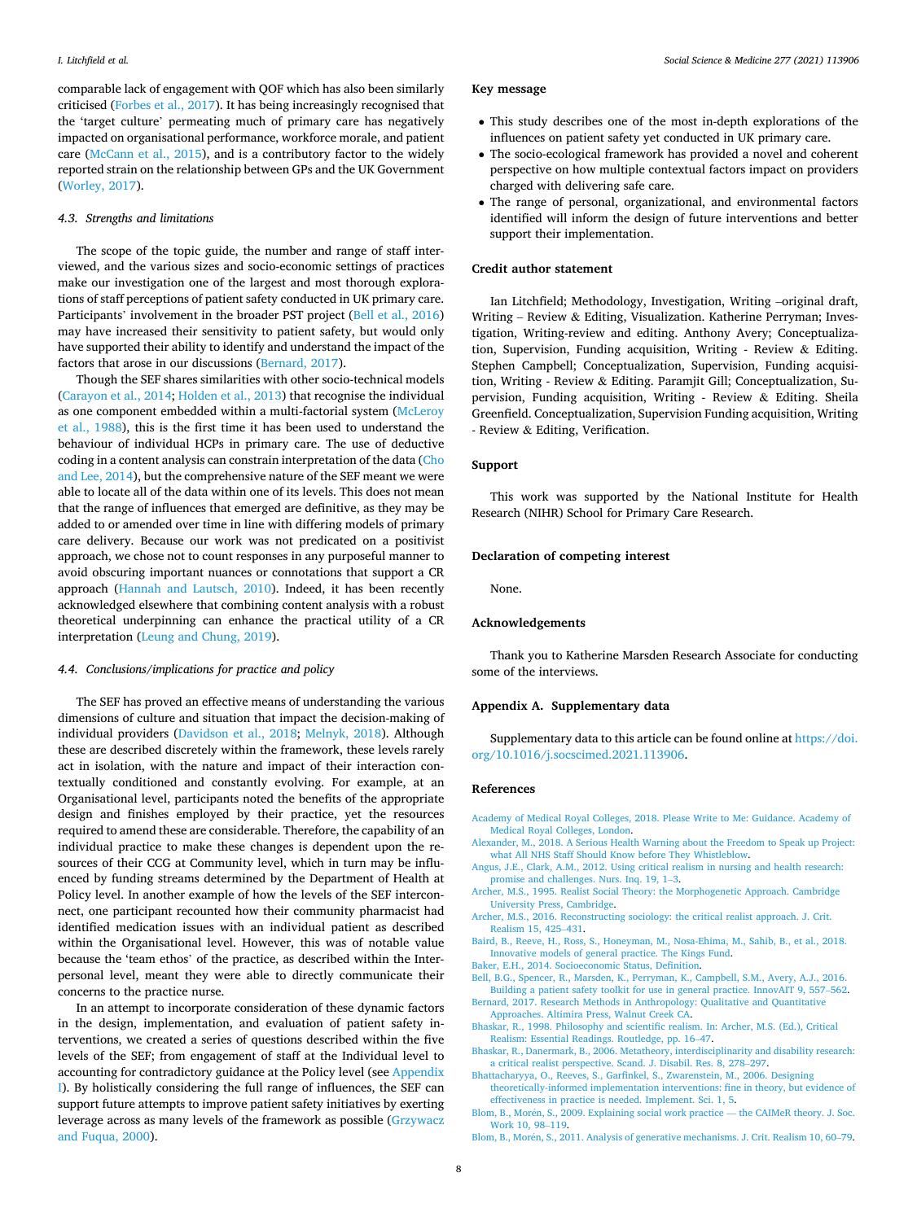comparable lack of engagement with QOF which has also been similarly criticised (Forbes et al., 2017). It has being increasingly recognised that the 'target culture' permeating much of primary care has negatively impacted on organisational performance, workforce morale, and patient care (McCann et al., 2015), and is a contributory factor to the widely reported strain on the relationship between GPs and the UK Government (Worley, 2017).

### 4.3. Strengths and limitations

The scope of the topic guide, the number and range of staff interviewed, and the various sizes and socio-economic settings of practices make our investigation one of the largest and most thorough explorations of staff perceptions of patient safety conducted in UK primary care. Participants' involvement in the broader PST project (Bell et al., 2016) may have increased their sensitivity to patient safety, but would only have supported their ability to identify and understand the impact of the factors that arose in our discussions (Bernard, 2017).

Though the SEF shares similarities with other socio-technical models (Carayon et al., 2014; Holden et al., 2013) that recognise the individual as one component embedded within a multi-factorial system (McLeroy et al., 1988), this is the first time it has been used to understand the behaviour of individual HCPs in primary care. The use of deductive coding in a content analysis can constrain interpretation of the data (Cho and Lee, 2014), but the comprehensive nature of the SEF meant we were able to locate all of the data within one of its levels. This does not mean that the range of influences that emerged are definitive, as they may be added to or amended over time in line with differing models of primary care delivery. Because our work was not predicated on a positivist approach, we chose not to count responses in any purposeful manner to avoid obscuring important nuances or connotations that support a CR approach (Hannah and Lautsch, 2010). Indeed, it has been recently acknowledged elsewhere that combining content analysis with a robust theoretical underpinning can enhance the practical utility of a CR interpretation (Leung and Chung, 2019).

### 4.4. Conclusions/implications for practice and policy

The SEF has proved an effective means of understanding the various dimensions of culture and situation that impact the decision-making of individual providers (Davidson et al., 2018; Melnyk, 2018). Although these are described discretely within the framework, these levels rarely act in isolation, with the nature and impact of their interaction contextually conditioned and constantly evolving. For example, at an Organisational level, participants noted the benefits of the appropriate design and finishes employed by their practice, yet the resources required to amend these are considerable. Therefore, the capability of an individual practice to make these changes is dependent upon the resources of their CCG at Community level, which in turn may be influenced by funding streams determined by the Department of Health at Policy level. In another example of how the levels of the SEF interconnect, one participant recounted how their community pharmacist had identified medication issues with an individual patient as described within the Organisational level. However, this was of notable value because the 'team ethos' of the practice, as described within the Interpersonal level, meant they were able to directly communicate their concerns to the practice nurse.

In an attempt to incorporate consideration of these dynamic factors in the design, implementation, and evaluation of patient safety interventions, we created a series of questions described within the five levels of the SEF; from engagement of staff at the Individual level to accounting for contradictory guidance at the Policy level (see Appendix I). By holistically considering the full range of influences, the SEF can support future attempts to improve patient safety initiatives by exerting leverage across as many levels of the framework as possible (Grzywacz and Fuqua, 2000).

## Key message

- This study describes one of the most in-depth explorations of the influences on patient safety yet conducted in UK primary care.
- The socio-ecological framework has provided a novel and coherent perspective on how multiple contextual factors impact on providers charged with delivering safe care.
- The range of personal, organizational, and environmental factors identified will inform the design of future interventions and better support their implementation.

## Credit author statement

Ian Litchfield; Methodology, Investigation, Writing –original draft, Writing – Review & Editing, Visualization. Katherine Perryman; Investigation, Writing-review and editing. Anthony Avery; Conceptualization, Supervision, Funding acquisition, Writing - Review & Editing. Stephen Campbell; Conceptualization, Supervision, Funding acquisition, Writing - Review & Editing. Paramjit Gill; Conceptualization, Supervision, Funding acquisition, Writing - Review & Editing. Sheila Greenfield. Conceptualization, Supervision Funding acquisition, Writing - Review & Editing, Verification.

## Support

This work was supported by the National Institute for Health Research (NIHR) School for Primary Care Research.

## Declaration of competing interest

None.

## Acknowledgements

Thank you to Katherine Marsden Research Associate for conducting some of the interviews.

## Appendix A. Supplementary data

Supplementary data to this article can be found online at https://doi.org/10.1016/j.socscimed.2021.113906.

## References

Academy of Medical Royal Colleges, 2018. Please Write to Me: Guidance. Academy of Medical Royal Colleges, London.

Alexander, M., 2018. A Serious Health Warning about the Freedom to Speak up Project: what All NHS Staff Should Know before They Whistleblow.

Angus, J.E., Clark, A.M., 2012. Using critical realism in nursing and health research: promise and challenges. Nurs. Inq. 19, 1–3.

Archer, M.S., 1995. Realist Social Theory: the Morphogenetic Approach. Cambridge University Press, Cambridge.

Archer, M.S., 2016. Reconstructing sociology: the critical realist approach. J. Crit. Realism 15, 425–431.

Baird, B., Reeve, H., Ross, S., Honeyman, M., Nosa-Ehima, M., Sahib, B., et al., 2018. Innovative models of general practice. The Kings Fund.

Baker, E.H., 2014. Socioeconomic Status, Definition.

Bell, B.G., Spencer, R., Marsden, K., Perryman, K., Campbell, S.M., Avery, A.J., 2016. Building a patient safety toolkit for use in general practice. InnovAIT 9, 557–562.

Bernard, 2017. Research Methods in Anthropology: Qualitative and Quantitative Approaches. Altimira Press, Walnut Creek CA.

Bhaskar, R., 1998. Philosophy and scientific realism. In: Archer, M.S. (Ed.), Critical Realism: Essential Readings. Routledge, pp. 16–47.

Bhaskar, R., Danermark, B., 2006. Metatheory, interdisciplinarity and disability research: a critical realist perspective. Scand. J. Disabil. Res. 8, 278–297.

Bhattacharyya, O., Reeves, S., Garfinkel, S., Zwarenstein, M., 2006. Designing theoretically-informed implementation interventions: fine in theory, but evidence of effectiveness in practice is needed. Implement. Sci. 1, 5.

Blom, B., Morén, S., 2009. Explaining social work practice — the CAIMeR theory. J. Soc. Work 10, 98–119.

Blom, B., Morén, S., 2011. Analysis of generative mechanisms. J. Crit. Realism 10, 60–79.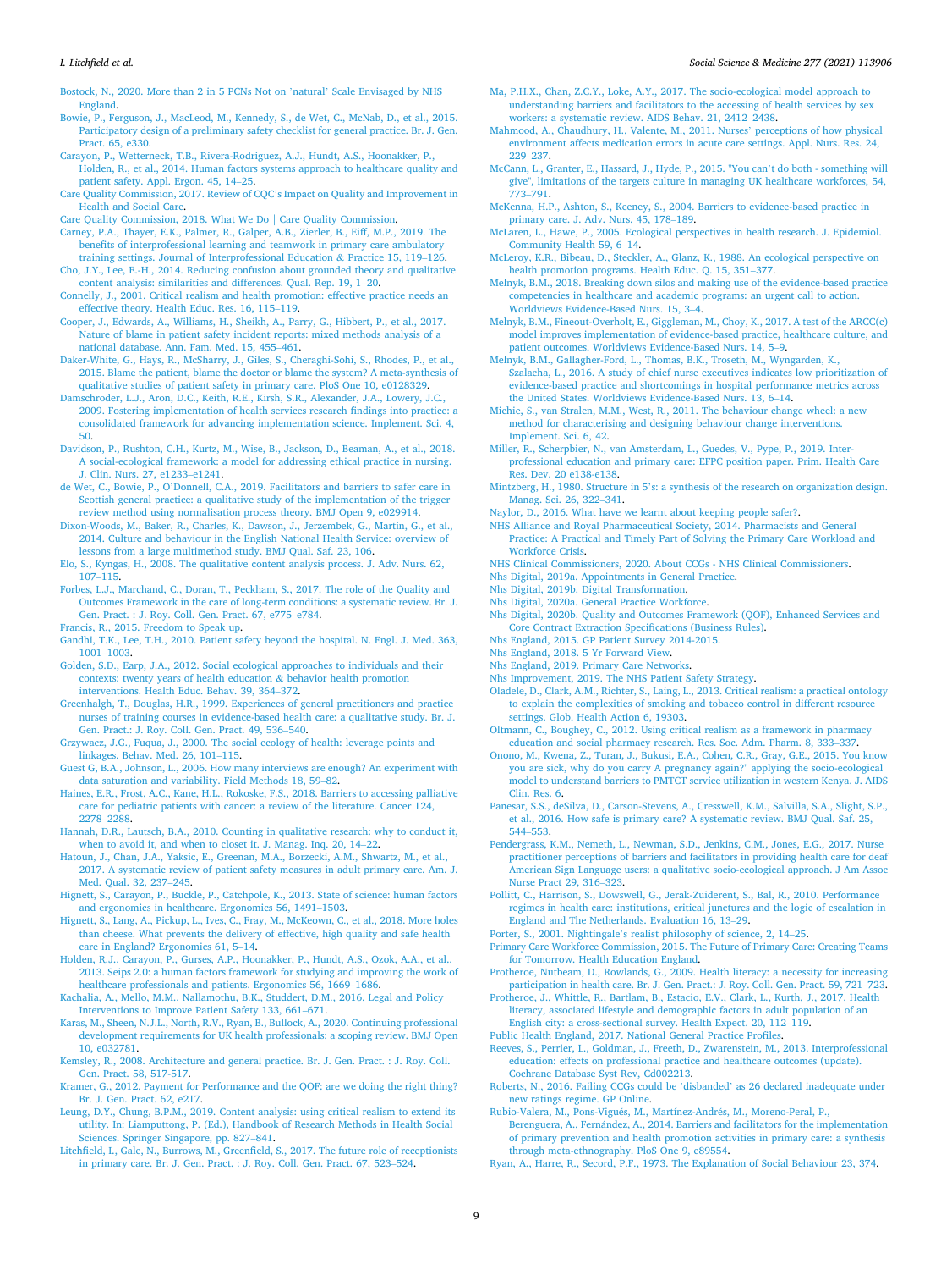Bostock, N., 2020. More than 2 in 5 PCNs Not on `natural' Scale Envisaged by NHS England.

Bowie, P., Ferguson, J., MacLeod, M., Kennedy, S., de Wet, C., McNab, D., et al., 2015. Participatory design of a preliminary safety checklist for general practice. Br. J. Gen. Pract. 65, e330.

Carayon, P., Wetterneck, T.B., Rivera-Rodriguez, A.J., Hundt, A.S., Hoonakker, P., Holden, R., et al., 2014. Human factors systems approach to healthcare quality and patient safety. Appl. Ergon. 45, 14–25.

Care Quality Commission, 2017. Review of CQC's Impact on Quality and Improvement in Health and Social Care.

Care Quality Commission, 2018. What We Do | Care Quality Commission.

Carney, P.A., Thayer, E.K., Palmer, R., Galper, A.B., Zierler, B., Eiff, M.P., 2019. The benefits of interprofessional learning and teamwork in primary care ambulatory training settings. Journal of Interprofessional Education & Practice 15, 119–126.

Cho, J.Y., Lee, E.-H., 2014. Reducing confusion about grounded theory and qualitative content analysis: similarities and differences. Qual. Rep. 19, 1–20.

Connelly, J., 2001. Critical realism and health promotion: effective practice needs an effective theory. Health Educ. Res. 16, 115–119.

Cooper, J., Edwards, A., Williams, H., Sheikh, A., Parry, G., Hibbert, P., et al., 2017. Nature of blame in patient safety incident reports: mixed methods analysis of a national database. Ann. Fam. Med. 15, 455–461.

Daker-White, G., Hays, R., McSharry, J., Giles, S., Cheraghi-Sohi, S., Rhodes, P., et al., 2015. Blame the patient, blame the doctor or blame the system? A meta-synthesis of qualitative studies of patient safety in primary care. PloS One 10, e0128329.

Damschroder, L.J., Aron, D.C., Keith, R.E., Kirsh, S.R., Alexander, J.A., Lowery, J.C., 2009. Fostering implementation of health services research findings into practice: a consolidated framework for advancing implementation science. Implement. Sci. 4, 50.

Davidson, P., Rushton, C.H., Kurtz, M., Wise, B., Jackson, D., Beaman, A., et al., 2018. A social-ecological framework: a model for addressing ethical practice in nursing. J. Clin. Nurs. 27, e1233–e1241.

de Wet, C., Bowie, P., O'Donnell, C.A., 2019. Facilitators and barriers to safer care in Scottish general practice: a qualitative study of the implementation of the trigger review method using normalisation process theory. BMJ Open 9, e029914.

Dixon-Woods, M., Baker, R., Charles, K., Dawson, J., Jerzembek, G., Martin, G., et al., 2014. Culture and behaviour in the English National Health Service: overview of lessons from a large multimethod study. BMJ Qual. Saf. 23, 106.

Elo, S., Kyngas, H., 2008. The qualitative content analysis process. J. Adv. Nurs. 62, 107–115.

Forbes, L.J., Marchand, C., Doran, T., Peckham, S., 2017. The role of the Quality and Outcomes Framework in the care of long-term conditions: a systematic review. Br. J. Gen. Pract. : J. Roy. Coll. Gen. Pract. 67, e775–e784.

Francis, R., 2015. Freedom to Speak up.

Gandhi, T.K., Lee, T.H., 2010. Patient safety beyond the hospital. N. Engl. J. Med. 363, 1001–1003.

Golden, S.D., Earp, J.A., 2012. Social ecological approaches to individuals and their contexts: twenty years of health education & behavior health promotion interventions. Health Educ. Behav. 39, 364–372.

Greenhalgh, T., Douglas, H.R., 1999. Experiences of general practitioners and practice nurses of training courses in evidence-based health care: a qualitative study. Br. J. Gen. Pract.: J. Roy. Coll. Gen. Pract. 49, 536–540.

Grzywacz, J.G., Fuqua, J., 2000. The social ecology of health: leverage points and linkages. Behav. Med. 26, 101–115.

Guest G, B.A., Johnson, L., 2006. How many interviews are enough? An experiment with data saturation and variability. Field Methods 18, 59–82.

Haines, E.R., Frost, A.C., Kane, H.L., Rokoske, F.S., 2018. Barriers to accessing palliative care for pediatric patients with cancer: a review of the literature. Cancer 124, 2278–2288.

Hannah, D.R., Lautsch, B.A., 2010. Counting in qualitative research: why to conduct it, when to avoid it, and when to closet it. J. Manag. Inq. 20, 14–22.

Hatoun, J., Chan, J.A., Yaksic, E., Greenan, M.A., Borzecki, A.M., Shwartz, M., et al., 2017. A systematic review of patient safety measures in adult primary care. Am. J. Med. Qual. 32, 237–245.

Hignett, S., Carayon, P., Buckle, P., Catchpole, K., 2013. State of science: human factors and ergonomics in healthcare. Ergonomics 56, 1491–1503.

Hignett, S., Lang, A., Pickup, L., Ives, C., Fray, M., McKeown, C., et al., 2018. More holes than cheese. What prevents the delivery of effective, high quality and safe health care in England? Ergonomics 61, 5–14.

Holden, R.J., Carayon, P., Gurses, A.P., Hoonakker, P., Hundt, A.S., Ozok, A.A., et al., 2013. Seips 2.0: a human factors framework for studying and improving the work of healthcare professionals and patients. Ergonomics 56, 1669–1686.

Kachalia, A., Mello, M.M., Nallamothu, B.K., Studdert, D.M., 2016. Legal and Policy Interventions to Improve Patient Safety 133, 661–671.

Karas, M., Sheen, N.J.L., North, R.V., Ryan, B., Bullock, A., 2020. Continuing professional development requirements for UK health professionals: a scoping review. BMJ Open 10, e032781.

Kemsley, R., 2008. Architecture and general practice. Br. J. Gen. Pract. : J. Roy. Coll. Gen. Pract. 58, 517-517.

Kramer, G., 2012. Payment for Performance and the QOF: are we doing the right thing? Br. J. Gen. Pract. 62, e217.

Leung, D.Y., Chung, B.P.M., 2019. Content analysis: using critical realism to extend its utility. In: Liamputtong, P. (Ed.), Handbook of Research Methods in Health Social Sciences. Springer Singapore, pp. 827–841.

Litchfield, I., Gale, N., Burrows, M., Greenfield, S., 2017. The future role of receptionists in primary care. Br. J. Gen. Pract. : J. Roy. Coll. Gen. Pract. 67, 523–524.

Ma, P.H.X., Chan, Z.C.Y., Loke, A.Y., 2017. The socio-ecological model approach to understanding barriers and facilitators to the accessing of health services by sex workers: a systematic review. AIDS Behav. 21, 2412–2438.

Mahmood, A., Chaudhury, H., Valente, M., 2011. Nurses' perceptions of how physical environment affects medication errors in acute care settings. Appl. Nurs. Res. 24, 229–237.

McCann, L., Granter, E., Hassard, J., Hyde, P., 2015. "You can't do both - something will give", limitations of the targets culture in managing UK healthcare workforces, 54, 773–791.

McKenna, H.P., Ashton, S., Keeney, S., 2004. Barriers to evidence-based practice in primary care. J. Adv. Nurs. 45, 178–189.

McLaren, L., Hawe, P., 2005. Ecological perspectives in health research. J. Epidemiol. Community Health 59, 6–14.

McLeroy, K.R., Bibeau, D., Steckler, A., Glanz, K., 1988. An ecological perspective on health promotion programs. Health Educ. Q. 15, 351–377.

Melnyk, B.M., 2018. Breaking down silos and making use of the evidence-based practice competencies in healthcare and academic programs: an urgent call to action. Worldviews Evidence-Based Nurs. 15, 3–4.

Melnyk, B.M., Fineout-Overholt, E., Giggleman, M., Choy, K., 2017. A test of the ARCC(c) model improves implementation of evidence-based practice, healthcare culture, and patient outcomes. Worldviews Evidence-Based Nurs. 14, 5–9.

Melnyk, B.M., Gallagher-Ford, L., Thomas, B.K., Troseth, M., Wyngarden, K., Szalacha, L., 2016. A study of chief nurse executives indicates low prioritization of evidence-based practice and shortcomings in hospital performance metrics across the United States. Worldviews Evidence-Based Nurs. 13, 6–14.

Michie, S., van Stralen, M.M., West, R., 2011. The behaviour change wheel: a new method for characterising and designing behaviour change interventions. Implement. Sci. 6, 42.

Miller, R., Scherpbier, N., van Amsterdam, L., Guedes, V., Pype, P., 2019. Inter-professional education and primary care: EFPC position paper. Prim. Health Care Res. Dev. 20 e138-e138.

Mintzberg, H., 1980. Structure in 5's: a synthesis of the research on organization design. Manag. Sci. 26, 322–341.

Naylor, D., 2016. What have we learnt about keeping people safer?.

NHS Alliance and Royal Pharmaceutical Society, 2014. Pharmacists and General Practice: A Practical and Timely Part of Solving the Primary Care Workload and Workforce Crisis.

NHS Clinical Commissioners, 2020. About CCGs - NHS Clinical Commissioners.

Nhs Digital, 2019a. Appointments in General Practice.

Nhs Digital, 2019b. Digital Transformation.

Nhs Digital, 2020a. General Practice Workforce.

Nhs Digital, 2020b. Quality and Outcomes Framework (QOF), Enhanced Services and Core Contract Extraction Specifications (Business Rules).

Nhs England, 2015. GP Patient Survey 2014-2015.

Nhs England, 2018. 5 Yr Forward View.

Nhs England, 2019. Primary Care Networks.

Nhs Improvement, 2019. The NHS Patient Safety Strategy.

Oladele, D., Clark, A.M., Richter, S., Laing, L., 2013. Critical realism: a practical ontology to explain the complexities of smoking and tobacco control in different resource settings. Glob. Health Action 6, 19303.

Oltmann, C., Boughey, C., 2012. Using critical realism as a framework in pharmacy education and social pharmacy research. Res. Soc. Adm. Pharm. 8, 333–337.

Onono, M., Kwena, Z., Turan, J., Bukusi, E.A., Cohen, C.R., Gray, G.E., 2015. You know you are sick, why do you carry A pregnancy again?" applying the socio-ecological model to understand barriers to PMTCT service utilization in western Kenya. J. AIDS Clin. Res. 6.

Panesar, S.S., deSilva, D., Carson-Stevens, A., Cresswell, K.M., Salvilla, S.A., Slight, S.P., et al., 2016. How safe is primary care? A systematic review. BMJ Qual. Saf. 25, 544–553.

Pendergrass, K.M., Nemeth, L., Newman, S.D., Jenkins, C.M., Jones, E.G., 2017. Nurse practitioner perceptions of barriers and facilitators in providing health care for deaf American Sign Language users: a qualitative socio-ecological approach. J Am Assoc Nurse Pract 29, 316–323.

Pollitt, C., Harrison, S., Dowswell, G., Jerak-Zuiderent, S., Bal, R., 2010. Performance regimes in health care: institutions, critical junctures and the logic of escalation in England and The Netherlands. Evaluation 16, 13–29.

Porter, S., 2001. Nightingale's realist philosophy of science, 2, 14–25.

Primary Care Workforce Commission, 2015. The Future of Primary Care: Creating Teams for Tomorrow. Health Education England.

Protheroe, Nutbeam, D., Rowlands, G., 2009. Health literacy: a necessity for increasing participation in health care. Br. J. Gen. Pract.: J. Roy. Coll. Gen. Pract. 59, 721–723.

Protheroe, J., Whittle, R., Bartlam, B., Estacio, E.V., Clark, L., Kurth, J., 2017. Health literacy, associated lifestyle and demographic factors in adult population of an English city: a cross-sectional survey. Health Expect. 20, 112–119.

Public Health England, 2017. National General Practice Profiles.

Reeves, S., Perrier, L., Goldman, J., Freeth, D., Zwarenstein, M., 2013. Interprofessional education: effects on professional practice and healthcare outcomes (update). Cochrane Database Syst Rev, Cd002213.

Roberts, N., 2016. Failing CCGs could be `disbanded' as 26 declared inadequate under new ratings regime. GP Online.

Rubio-Valera, M., Pons-Vigués, M., Martínez-Andrés, M., Moreno-Peral, P., Berenguera, A., Fernández, A., 2014. Barriers and facilitators for the implementation of primary prevention and health promotion activities in primary care: a synthesis through meta-ethnography. PloS One 9, e89554.

Ryan, A., Harre, R., Secord, P.F., 1973. The Explanation of Social Behaviour 23, 374.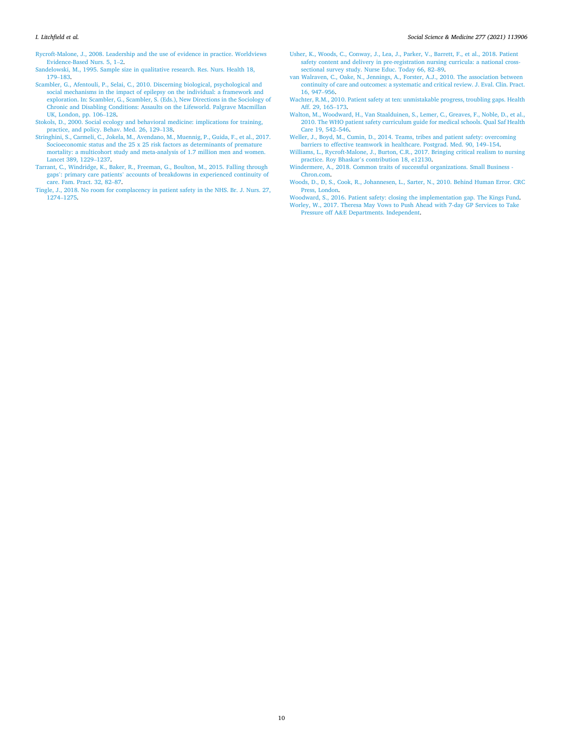Rycroft-Malone, J., 2008. Leadership and the use of evidence in practice. Worldviews Evidence-Based Nurs. 5, 1–2.

Sandelowski, M., 1995. Sample size in qualitative research. Res. Nurs. Health 18, 179–183.

Scambler, G., Afentouli, P., Selai, C., 2010. Discerning biological, psychological and social mechanisms in the impact of epilepsy on the individual: a framework and exploration. In: Scambler, G., Scambler, S. (Eds.), New Directions in the Sociology of Chronic and Disabling Conditions: Assaults on the Lifeworld. Palgrave Macmillan UK, London, pp. 106–128.

Stokols, D., 2000. Social ecology and behavioral medicine: implications for training, practice, and policy. Behav. Med. 26, 129–138.

Stringhini, S., Carmeli, C., Jokela, M., Avendano, M., Muennig, P., Guida, F., et al., 2017. Socioeconomic status and the 25 x 25 risk factors as determinants of premature mortality: a multicohort study and meta-analysis of 1.7 million men and women. Lancet 389, 1229–1237.

Tarrant, C., Windridge, K., Baker, R., Freeman, G., Boulton, M., 2015. Falling through gaps': primary care patients' accounts of breakdowns in experienced continuity of care. Fam. Pract. 32, 82–87.

Tingle, J., 2018. No room for complacency in patient safety in the NHS. Br. J. Nurs. 27, 1274–1275.

Usher, K., Woods, C., Conway, J., Lea, J., Parker, V., Barrett, F., et al., 2018. Patient safety content and delivery in pre-registration nursing curricula: a national cross-sectional survey study. Nurse Educ. Today 66, 82–89.

van Walraven, C., Oake, N., Jennings, A., Forster, A.J., 2010. The association between continuity of care and outcomes: a systematic and critical review. J. Eval. Clin. Pract. 16, 947–956.

Wachter, R.M., 2010. Patient safety at ten: unmistakable progress, troubling gaps. Health Aff. 29, 165–173.

Walton, M., Woodward, H., Van Staalduinen, S., Lemer, C., Greaves, F., Noble, D., et al., 2010. The WHO patient safety curriculum guide for medical schools. Qual Saf Health Care 19, 542–546.

Weller, J., Boyd, M., Cumin, D., 2014. Teams, tribes and patient safety: overcoming barriers to effective teamwork in healthcare. Postgrad. Med. 90, 149–154.

Williams, L., Rycroft-Malone, J., Burton, C.R., 2017. Bringing critical realism to nursing practice. Roy Bhaskar's contribution 18, e12130.

Windermere, A., 2018. Common traits of successful organizations. Small Business - Chron.com.

Woods, D., D, S., Cook, R., Johannesen, L., Sarter, N., 2010. Behind Human Error. CRC Press, London.

Woodward, S., 2016. Patient safety: closing the implementation gap. The Kings Fund.

Worley, W., 2017. Theresa May Vows to Push Ahead with 7-day GP Services to Take Pressure off A&E Departments. Independent.